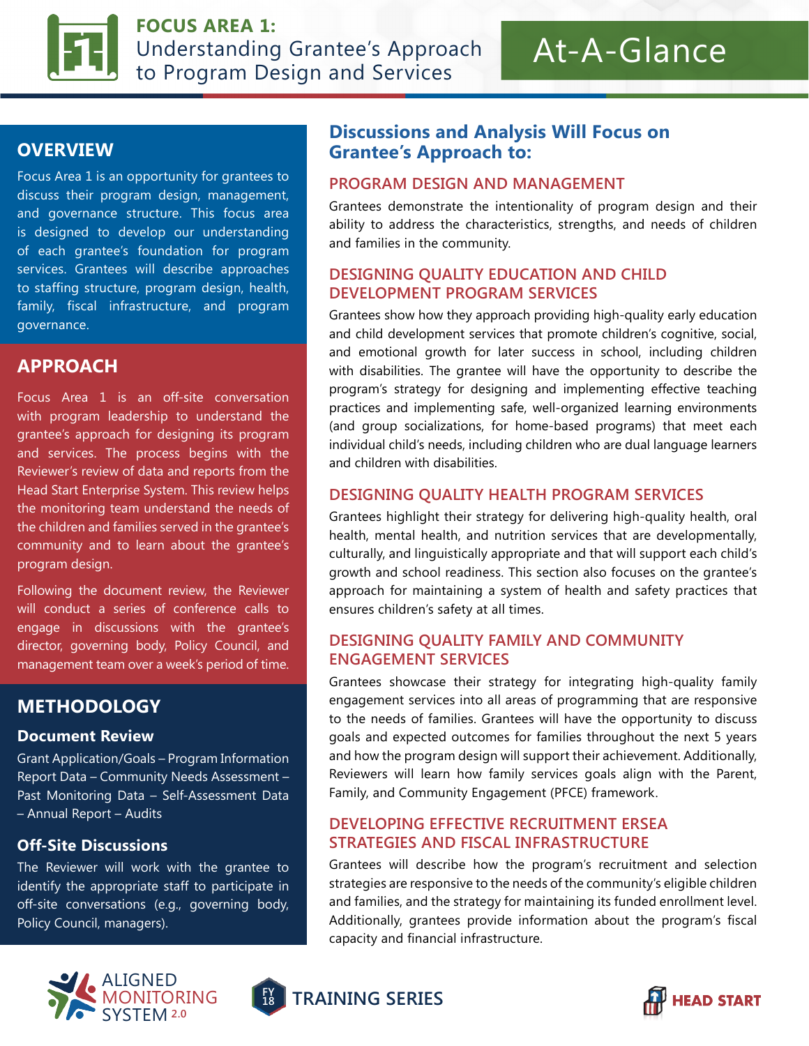# FOCUS AREA 1: Understanding Grantee's Approach to Program Design and Services

# At-A-Glance

## OVERVIEW

Focus Area 1 is an opportunity for grantees to discuss their program design, management, and governance structure. This focus area is designed to develop our understanding of each grantee's foundation for program services. Grantees will describe approaches to staffing structure, program design, health, family, fiscal infrastructure, and program governance.

## APPROACH

Focus Area 1 is an off-site conversation with program leadership to understand the grantee's approach for designing its program and services. The process begins with the Reviewer's review of data and reports from the Head Start Enterprise System. This review helps the monitoring team understand the needs of the children and families served in the grantee's community and to learn about the grantee's program design.

Following the document review, the Reviewer will conduct a series of conference calls to engage in discussions with the grantee's director, governing body, Policy Council, and management team over a week's period of time.

## METHODOLOGY

### Document Review

Grant Application/Goals – Program Information Report Data – Community Needs Assessment – Past Monitoring Data – Self-Assessment Data – Annual Report – Audits

### Off-Site Discussions

The Reviewer will work with the grantee to identify the appropriate staff to participate in off-site conversations (e.g., governing body, Policy Council, managers).

## Discussions and Analysis Will Focus on Grantee's Approach to:

### PROGRAM DESIGN AND MANAGEMENT

Grantees demonstrate the intentionality of program design and their ability to address the characteristics, strengths, and needs of children and families in the community.

### DESIGNING QUALITY EDUCATION AND CHILD DEVELOPMENT PROGRAM SERVICES

Grantees show how they approach providing high-quality early education and child development services that promote children's cognitive, social, and emotional growth for later success in school, including children with disabilities. The grantee will have the opportunity to describe the program's strategy for designing and implementing effective teaching practices and implementing safe, well-organized learning environments (and group socializations, for home-based programs) that meet each individual child's needs, including children who are dual language learners and children with disabilities.

### DESIGNING QUALITY HEALTH PROGRAM SERVICES

Grantees highlight their strategy for delivering high-quality health, oral health, mental health, and nutrition services that are developmentally, culturally, and linguistically appropriate and that will support each child's growth and school readiness. This section also focuses on the grantee's approach for maintaining a system of health and safety practices that ensures children's safety at all times.

### DESIGNING QUALITY FAMILY AND COMMUNITY ENGAGEMENT SERVICES

Grantees showcase their strategy for integrating high-quality family engagement services into all areas of programming that are responsive to the needs of families. Grantees will have the opportunity to discuss goals and expected outcomes for families throughout the next 5 years and how the program design will support their achievement. Additionally, Reviewers will learn how family services goals align with the Parent, Family, and Community Engagement (PFCE) framework.

### DEVELOPING EFFECTIVE RECRUITMENT ERSEA STRATEGIES AND FISCAL INFRASTRUCTURE

Grantees will describe how the program's recruitment and selection strategies are responsive to the needs of the community's eligible children and families, and the strategy for maintaining its funded enrollment level. Additionally, grantees provide information about the program's fiscal capacity and financial infrastructure.

ALIGNED MONITORING SYSTEM 2.0 | FY 18 TRAINING SERIES | HEAD START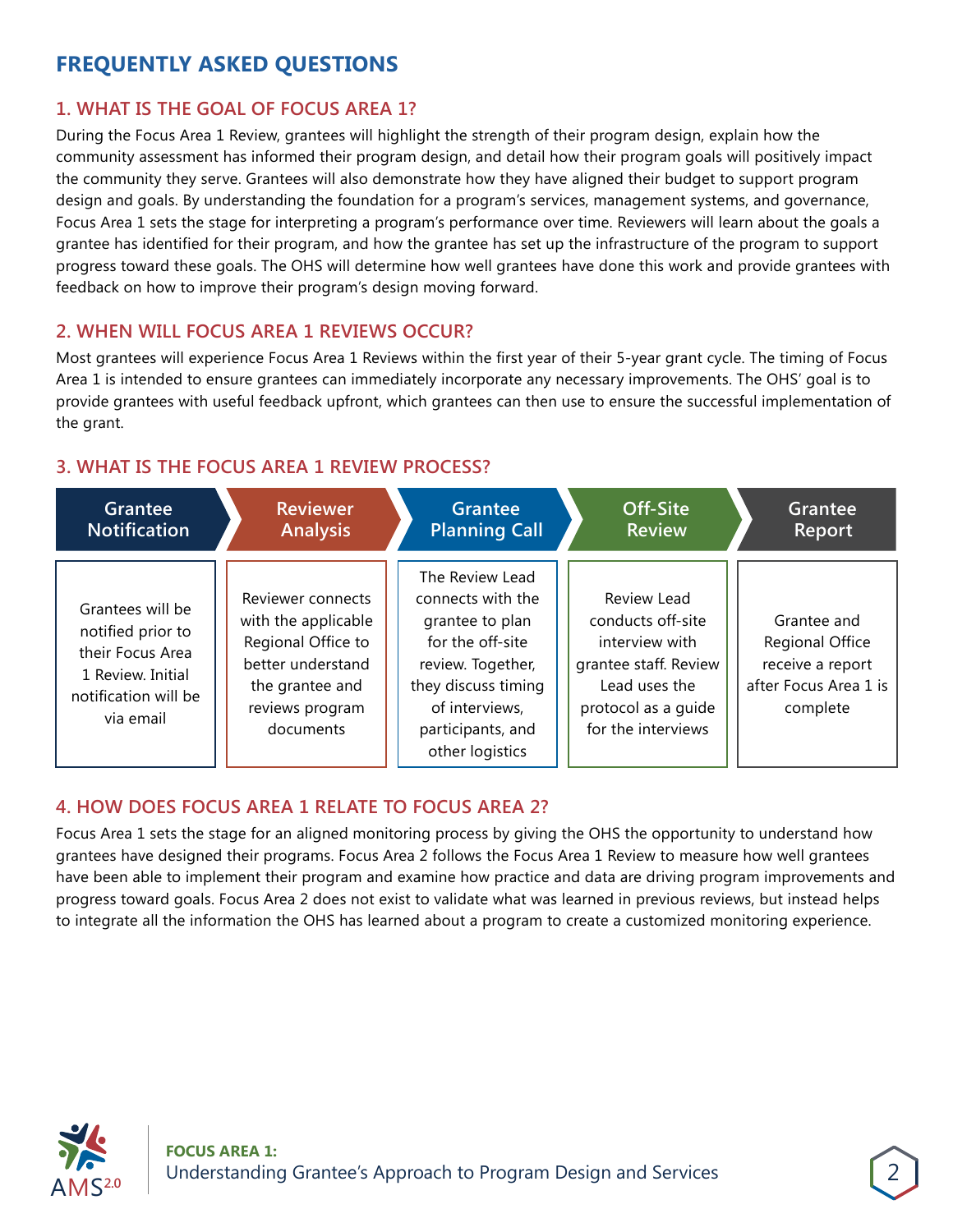# FREQUENTLY ASKED QUESTIONS

## 1. WHAT IS THE GOAL OF FOCUS AREA 1?

During the Focus Area 1 Review, grantees will highlight the strength of their program design, explain how the community assessment has informed their program design, and detail how their program goals will positively impact the community they serve. Grantees will also demonstrate how they have aligned their budget to support program design and goals. By understanding the foundation for a program's services, management systems, and governance, Focus Area 1 sets the stage for interpreting a program's performance over time. Reviewers will learn about the goals a grantee has identified for their program, and how the grantee has set up the infrastructure of the program to support progress toward these goals. The OHS will determine how well grantees have done this work and provide grantees with feedback on how to improve their program's design moving forward.

## 2. WHEN WILL FOCUS AREA 1 REVIEWS OCCUR?

Most grantees will experience Focus Area 1 Reviews within the first year of their 5-year grant cycle. The timing of Focus Area 1 is intended to ensure grantees can immediately incorporate any necessary improvements. The OHS' goal is to provide grantees with useful feedback upfront, which grantees can then use to ensure the successful implementation of the grant.

## 3. WHAT IS THE FOCUS AREA 1 REVIEW PROCESS?

| Grantee Notification | Reviewer Analysis | Grantee Planning Call | Off-Site Review | Grantee Report |
|---|---|---|---|---|
| Grantees will be notified prior to their Focus Area 1 Review. Initial notification will be via email | Reviewer connects with the applicable Regional Office to better understand the grantee and reviews program documents | The Review Lead connects with the grantee to plan for the off-site review. Together, they discuss timing of interviews, participants, and other logistics | Review Lead conducts off-site interview with grantee staff. Review Lead uses the protocol as a guide for the interviews | Grantee and Regional Office receive a report after Focus Area 1 is complete |

## 4. HOW DOES FOCUS AREA 1 RELATE TO FOCUS AREA 2?

Focus Area 1 sets the stage for an aligned monitoring process by giving the OHS the opportunity to understand how grantees have designed their programs. Focus Area 2 follows the Focus Area 1 Review to measure how well grantees have been able to implement their program and examine how practice and data are driving program improvements and progress toward goals. Focus Area 2 does not exist to validate what was learned in previous reviews, but instead helps to integrate all the information the OHS has learned about a program to create a customized monitoring experience.